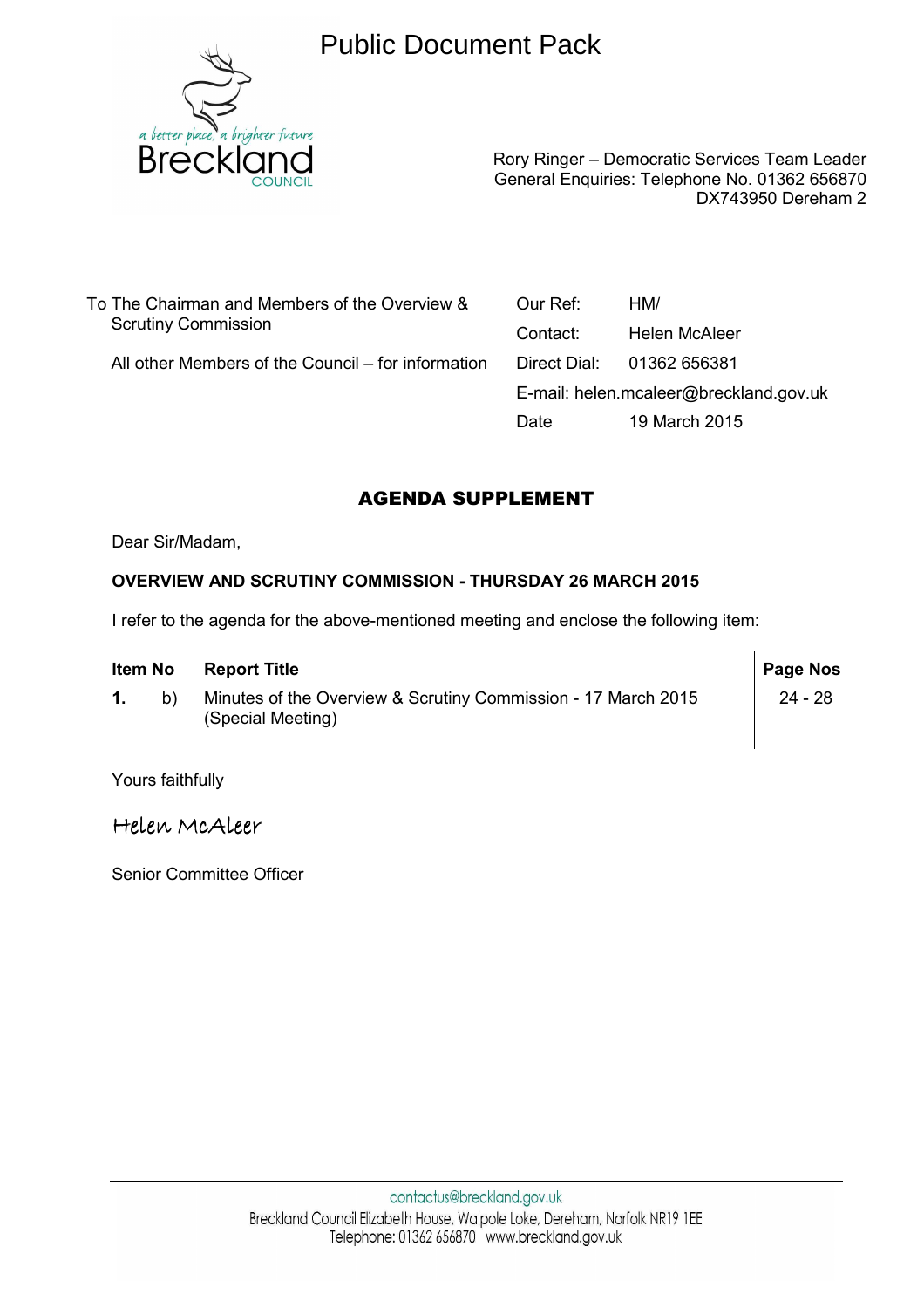# Public Document Pack

a better place, a brighter future
Breckland
COUNCIL

Rory Ringer – Democratic Services Team Leader
General Enquiries: Telephone No. 01362 656870
DX743950 Dereham 2

To The Chairman and Members of the Overview & Scrutiny Commission

All other Members of the Council – for information

| | |
|---|---|
| Our Ref: | HM/ |
| Contact: | Helen McAleer |
| Direct Dial: | 01362 656381 |
| E-mail: | helen.mcaleer@breckland.gov.uk |
| Date | 19 March 2015 |

## AGENDA SUPPLEMENT

Dear Sir/Madam,

**OVERVIEW AND SCRUTINY COMMISSION - THURSDAY 26 MARCH 2015**

I refer to the agenda for the above-mentioned meeting and enclose the following item:

| Item No | | Report Title | Page Nos |
|---|---|---|---|
| **1.** | b) | Minutes of the Overview & Scrutiny Commission - 17 March 2015 (Special Meeting) | 24 - 28 |

Yours faithfully

Helen McAleer

Senior Committee Officer

contactus@breckland.gov.uk
Breckland Council Elizabeth House, Walpole Loke, Dereham, Norfolk NR19 1EE
Telephone: 01362 656870 www.breckland.gov.uk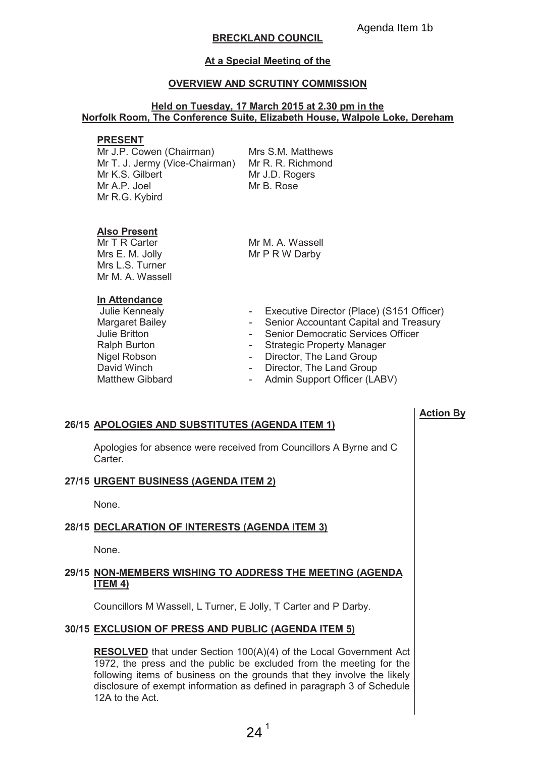Agenda Item 1b

**BRECKLAND COUNCIL**

**At a Special Meeting of the**

**OVERVIEW AND SCRUTINY COMMISSION**

**Held on Tuesday, 17 March 2015 at 2.30 pm in the Norfolk Room, The Conference Suite, Elizabeth House, Walpole Loke, Dereham**

**PRESENT**

Mr J.P. Cowen (Chairman)
Mr T. J. Jermy (Vice-Chairman)
Mr K.S. Gilbert
Mr A.P. Joel
Mr R.G. Kybird
Mrs S.M. Matthews
Mr R. R. Richmond
Mr J.D. Rogers
Mr B. Rose

**Also Present**

Mr T R Carter
Mrs E. M. Jolly
Mrs L.S. Turner
Mr M. A. Wassell
Mr M. A. Wassell
Mr P R W Darby

**In Attendance**

| | | |
|---|---|---|
| Julie Kennealy | - | Executive Director (Place) (S151 Officer) |
| Margaret Bailey | - | Senior Accountant Capital and Treasury |
| Julie Britton | - | Senior Democratic Services Officer |
| Ralph Burton | - | Strategic Property Manager |
| Nigel Robson | - | Director, The Land Group |
| David Winch | - | Director, The Land Group |
| Matthew Gibbard | - | Admin Support Officer (LABV) |

**Action By**

**26/15 APOLOGIES AND SUBSTITUTES (AGENDA ITEM 1)**

Apologies for absence were received from Councillors A Byrne and C Carter.

**27/15 URGENT BUSINESS (AGENDA ITEM 2)**

None.

**28/15 DECLARATION OF INTERESTS (AGENDA ITEM 3)**

None.

**29/15 NON-MEMBERS WISHING TO ADDRESS THE MEETING (AGENDA ITEM 4)**

Councillors M Wassell, L Turner, E Jolly, T Carter and P Darby.

**30/15 EXCLUSION OF PRESS AND PUBLIC (AGENDA ITEM 5)**

**RESOLVED** that under Section 100(A)(4) of the Local Government Act 1972, the press and the public be excluded from the meeting for the following items of business on the grounds that they involve the likely disclosure of exempt information as defined in paragraph 3 of Schedule 12A to the Act.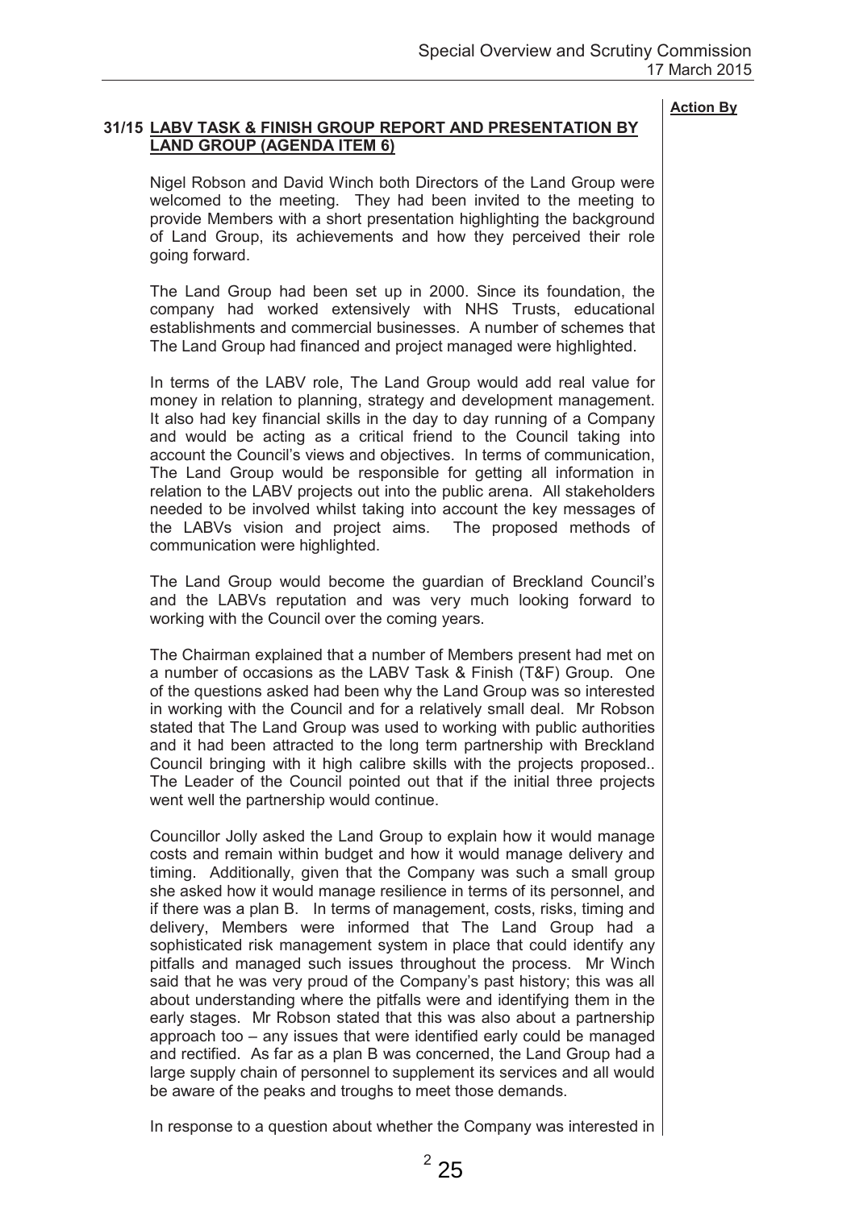**Action By**

### 31/15 LABV TASK & FINISH GROUP REPORT AND PRESENTATION BY LAND GROUP (AGENDA ITEM 6)

Nigel Robson and David Winch both Directors of the Land Group were welcomed to the meeting. They had been invited to the meeting to provide Members with a short presentation highlighting the background of Land Group, its achievements and how they perceived their role going forward.

The Land Group had been set up in 2000. Since its foundation, the company had worked extensively with NHS Trusts, educational establishments and commercial businesses. A number of schemes that The Land Group had financed and project managed were highlighted.

In terms of the LABV role, The Land Group would add real value for money in relation to planning, strategy and development management. It also had key financial skills in the day to day running of a Company and would be acting as a critical friend to the Council taking into account the Council's views and objectives. In terms of communication, The Land Group would be responsible for getting all information in relation to the LABV projects out into the public arena. All stakeholders needed to be involved whilst taking into account the key messages of the LABVs vision and project aims. The proposed methods of communication were highlighted.

The Land Group would become the guardian of Breckland Council's and the LABVs reputation and was very much looking forward to working with the Council over the coming years.

The Chairman explained that a number of Members present had met on a number of occasions as the LABV Task & Finish (T&F) Group. One of the questions asked had been why the Land Group was so interested in working with the Council and for a relatively small deal. Mr Robson stated that The Land Group was used to working with public authorities and it had been attracted to the long term partnership with Breckland Council bringing with it high calibre skills with the projects proposed.. The Leader of the Council pointed out that if the initial three projects went well the partnership would continue.

Councillor Jolly asked the Land Group to explain how it would manage costs and remain within budget and how it would manage delivery and timing. Additionally, given that the Company was such a small group she asked how it would manage resilience in terms of its personnel, and if there was a plan B. In terms of management, costs, risks, timing and delivery, Members were informed that The Land Group had a sophisticated risk management system in place that could identify any pitfalls and managed such issues throughout the process. Mr Winch said that he was very proud of the Company's past history; this was all about understanding where the pitfalls were and identifying them in the early stages. Mr Robson stated that this was also about a partnership approach too – any issues that were identified early could be managed and rectified. As far as a plan B was concerned, the Land Group had a large supply chain of personnel to supplement its services and all would be aware of the peaks and troughs to meet those demands.

In response to a question about whether the Company was interested in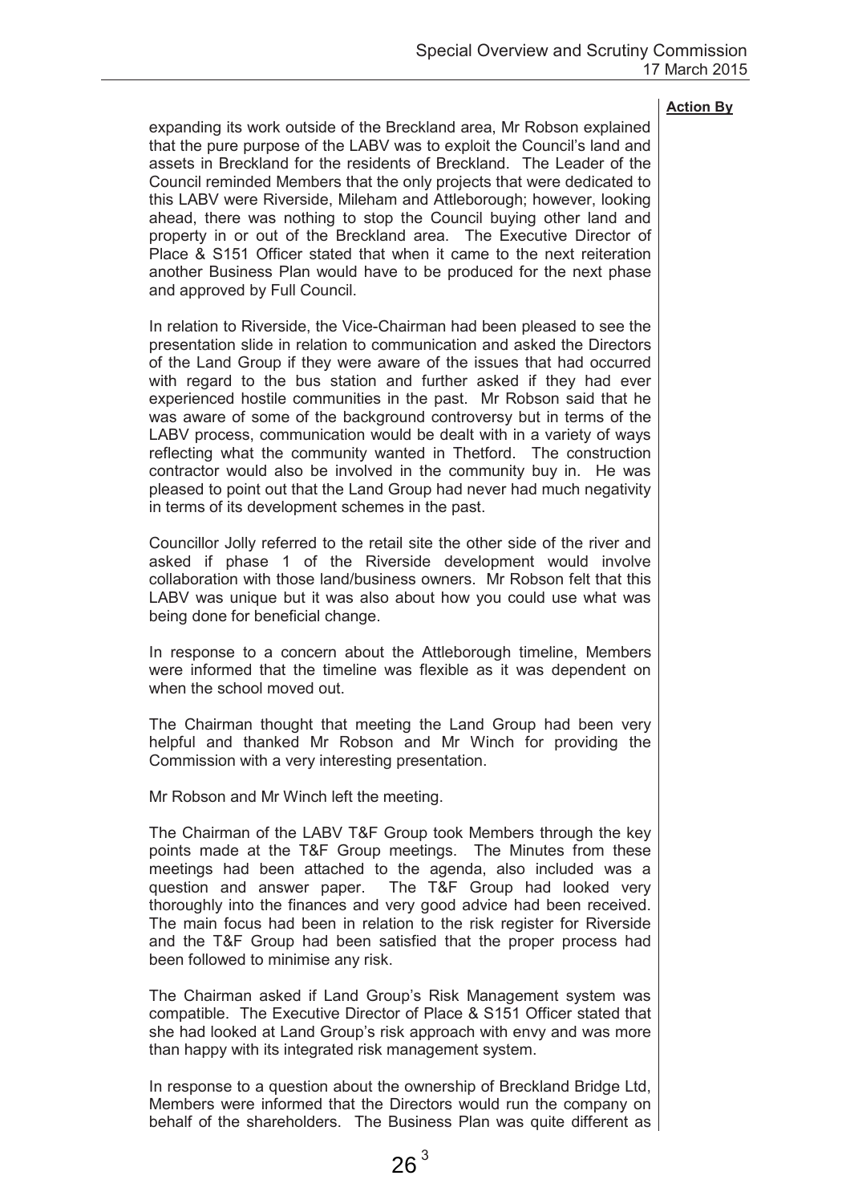**Action By**

expanding its work outside of the Breckland area, Mr Robson explained that the pure purpose of the LABV was to exploit the Council's land and assets in Breckland for the residents of Breckland. The Leader of the Council reminded Members that the only projects that were dedicated to this LABV were Riverside, Mileham and Attleborough; however, looking ahead, there was nothing to stop the Council buying other land and property in or out of the Breckland area. The Executive Director of Place & S151 Officer stated that when it came to the next reiteration another Business Plan would have to be produced for the next phase and approved by Full Council.

In relation to Riverside, the Vice-Chairman had been pleased to see the presentation slide in relation to communication and asked the Directors of the Land Group if they were aware of the issues that had occurred with regard to the bus station and further asked if they had ever experienced hostile communities in the past. Mr Robson said that he was aware of some of the background controversy but in terms of the LABV process, communication would be dealt with in a variety of ways reflecting what the community wanted in Thetford. The construction contractor would also be involved in the community buy in. He was pleased to point out that the Land Group had never had much negativity in terms of its development schemes in the past.

Councillor Jolly referred to the retail site the other side of the river and asked if phase 1 of the Riverside development would involve collaboration with those land/business owners. Mr Robson felt that this LABV was unique but it was also about how you could use what was being done for beneficial change.

In response to a concern about the Attleborough timeline, Members were informed that the timeline was flexible as it was dependent on when the school moved out.

The Chairman thought that meeting the Land Group had been very helpful and thanked Mr Robson and Mr Winch for providing the Commission with a very interesting presentation.

Mr Robson and Mr Winch left the meeting.

The Chairman of the LABV T&F Group took Members through the key points made at the T&F Group meetings. The Minutes from these meetings had been attached to the agenda, also included was a question and answer paper. The T&F Group had looked very thoroughly into the finances and very good advice had been received. The main focus had been in relation to the risk register for Riverside and the T&F Group had been satisfied that the proper process had been followed to minimise any risk.

The Chairman asked if Land Group's Risk Management system was compatible. The Executive Director of Place & S151 Officer stated that she had looked at Land Group's risk approach with envy and was more than happy with its integrated risk management system.

In response to a question about the ownership of Breckland Bridge Ltd, Members were informed that the Directors would run the company on behalf of the shareholders. The Business Plan was quite different as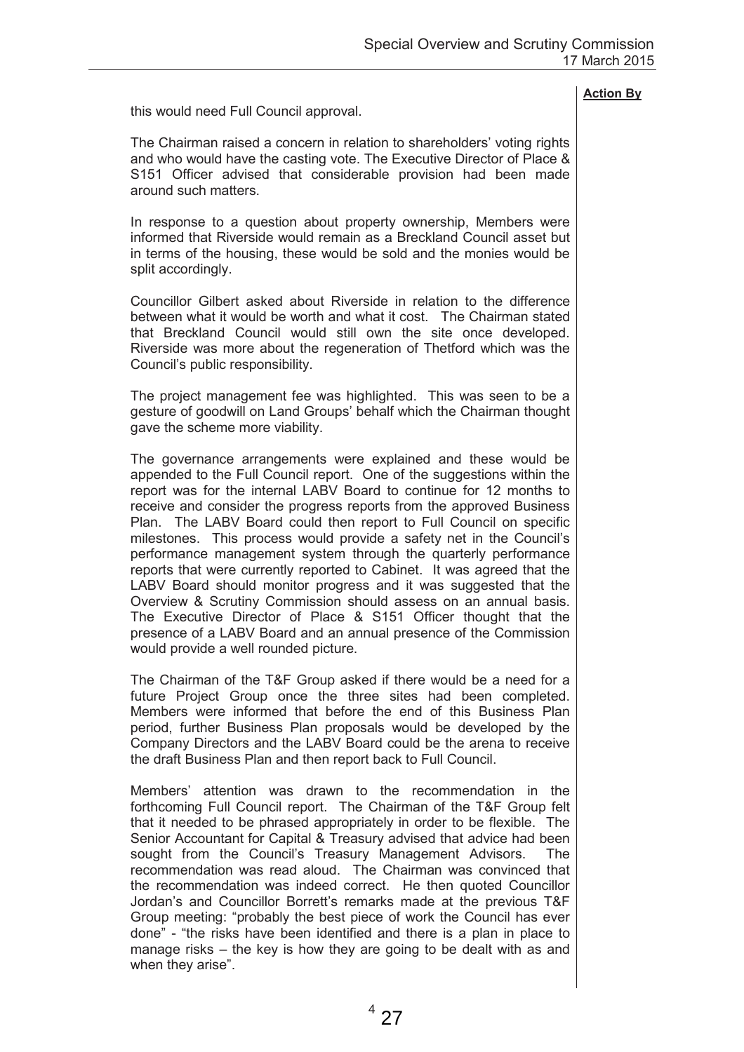**Action By**

this would need Full Council approval.

The Chairman raised a concern in relation to shareholders' voting rights and who would have the casting vote. The Executive Director of Place & S151 Officer advised that considerable provision had been made around such matters.

In response to a question about property ownership, Members were informed that Riverside would remain as a Breckland Council asset but in terms of the housing, these would be sold and the monies would be split accordingly.

Councillor Gilbert asked about Riverside in relation to the difference between what it would be worth and what it cost. The Chairman stated that Breckland Council would still own the site once developed. Riverside was more about the regeneration of Thetford which was the Council's public responsibility.

The project management fee was highlighted. This was seen to be a gesture of goodwill on Land Groups' behalf which the Chairman thought gave the scheme more viability.

The governance arrangements were explained and these would be appended to the Full Council report. One of the suggestions within the report was for the internal LABV Board to continue for 12 months to receive and consider the progress reports from the approved Business Plan. The LABV Board could then report to Full Council on specific milestones. This process would provide a safety net in the Council's performance management system through the quarterly performance reports that were currently reported to Cabinet. It was agreed that the LABV Board should monitor progress and it was suggested that the Overview & Scrutiny Commission should assess on an annual basis. The Executive Director of Place & S151 Officer thought that the presence of a LABV Board and an annual presence of the Commission would provide a well rounded picture.

The Chairman of the T&F Group asked if there would be a need for a future Project Group once the three sites had been completed. Members were informed that before the end of this Business Plan period, further Business Plan proposals would be developed by the Company Directors and the LABV Board could be the arena to receive the draft Business Plan and then report back to Full Council.

Members' attention was drawn to the recommendation in the forthcoming Full Council report. The Chairman of the T&F Group felt that it needed to be phrased appropriately in order to be flexible. The Senior Accountant for Capital & Treasury advised that advice had been sought from the Council's Treasury Management Advisors. The recommendation was read aloud. The Chairman was convinced that the recommendation was indeed correct. He then quoted Councillor Jordan's and Councillor Borrett's remarks made at the previous T&F Group meeting: "probably the best piece of work the Council has ever done" - "the risks have been identified and there is a plan in place to manage risks – the key is how they are going to be dealt with as and when they arise".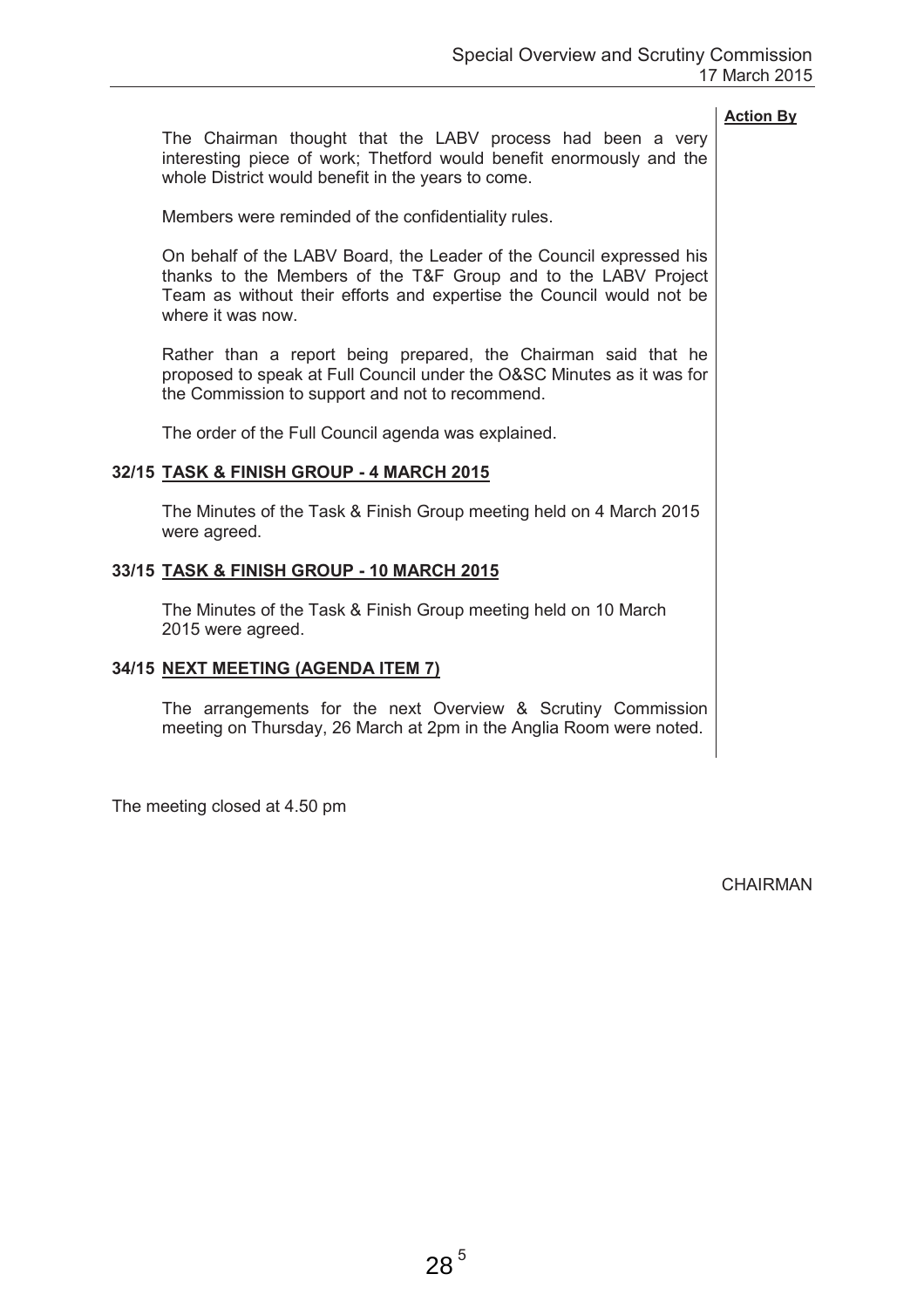**Action By**

The Chairman thought that the LABV process had been a very interesting piece of work; Thetford would benefit enormously and the whole District would benefit in the years to come.

Members were reminded of the confidentiality rules.

On behalf of the LABV Board, the Leader of the Council expressed his thanks to the Members of the T&F Group and to the LABV Project Team as without their efforts and expertise the Council would not be where it was now.

Rather than a report being prepared, the Chairman said that he proposed to speak at Full Council under the O&SC Minutes as it was for the Commission to support and not to recommend.

The order of the Full Council agenda was explained.

**32/15 TASK & FINISH GROUP - 4 MARCH 2015**

The Minutes of the Task & Finish Group meeting held on 4 March 2015 were agreed.

**33/15 TASK & FINISH GROUP - 10 MARCH 2015**

The Minutes of the Task & Finish Group meeting held on 10 March 2015 were agreed.

**34/15 NEXT MEETING (AGENDA ITEM 7)**

The arrangements for the next Overview & Scrutiny Commission meeting on Thursday, 26 March at 2pm in the Anglia Room were noted.

The meeting closed at 4.50 pm

CHAIRMAN